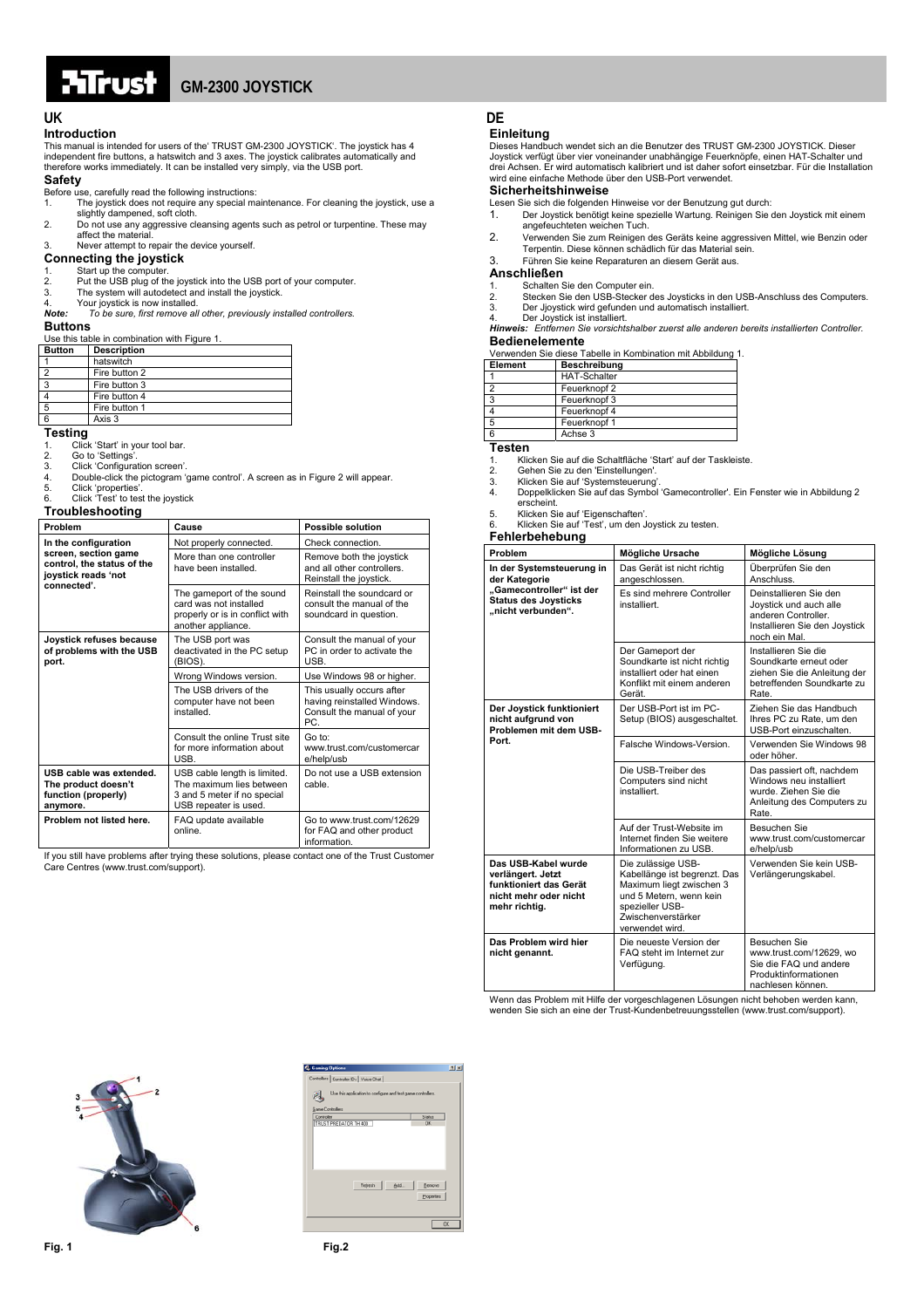# GM-2300 JOYSTICK

## UK

### Introduction

This manual is intended for users of the' TRUST GM-2300 JOYSTICK'. The joystick has 4 independent fire buttons, a hatswitch and 3 axes. The joystick calibrates automatically and therefore works immediately. It can be installed very simply, via the USB port.

### Safety

Before use, carefully read the following instructions:

1. The joystick does not require any special maintenance. For cleaning the joystick, use a slightly dampened, soft cloth.
2. Do not use any aggressive cleansing agents such as petrol or turpentine. These may affect the material.
3. Never attempt to repair the device yourself.

### Connecting the joystick

1. Start up the computer.
2. Put the USB plug of the joystick into the USB port of your computer.
3. The system will autodetect and install the joystick.
4. Your joystick is now installed.

***Note:*** *To be sure, first remove all other, previously installed controllers.*

### Buttons

Use this table in combination with Figure 1.

| Button | Description |
|---|---|
| 1 | hatswitch |
| 2 | Fire button 2 |
| 3 | Fire button 3 |
| 4 | Fire button 4 |
| 5 | Fire button 1 |
| 6 | Axis 3 |

### Testing

1. Click 'Start' in your tool bar.
2. Go to 'Settings'.
3. Click 'Configuration screen'.
4. Double-click the pictogram 'game control'. A screen as in Figure 2 will appear.
5. Click 'properties'.
6. Click 'Test' to test the joystick

### Troubleshooting

| Problem | Cause | Possible solution |
|---|---|---|
| **In the configuration screen, section game control, the status of the joystick reads 'not connected'.** | Not properly connected. | Check connection. |
| | More than one controller have been installed. | Remove both the joystick and all other controllers. Reinstall the joystick. |
| | The gameport of the sound card was not installed properly or is in conflict with another appliance. | Reinstall the soundcard or consult the manual of the soundcard in question. |
| **Joystick refuses because of problems with the USB port.** | The USB port was deactivated in the PC setup (BIOS). | Consult the manual of your PC in order to activate the USB. |
| | Wrong Windows version. | Use Windows 98 or higher. |
| | The USB drivers of the computer have not been installed. | This usually occurs after having reinstalled Windows. Consult the manual of your PC. |
| | Consult the online Trust site for more information about USB. | Go to: www.trust.com/customercare/help/usb |
| **USB cable was extended. The product doesn't function (properly) anymore.** | USB cable length is limited. The maximum lies between 3 and 5 meter if no special USB repeater is used. | Do not use a USB extension cable. |
| **Problem not listed here.** | FAQ update available online. | Go to www.trust.com/12629 for FAQ and other product information. |

If you still have problems after trying these solutions, please contact one of the Trust Customer Care Centres (www.trust.com/support).

## DE

### Einleitung

Dieses Handbuch wendet sich an die Benutzer des TRUST GM-2300 JOYSTICK. Dieser Joystick verfügt über vier voneinander unabhängige Feuerknöpfe, einen HAT-Schalter und drei Achsen. Er wird automatisch kalibriert und ist daher sofort einsetzbar. Für die Installation wird eine einfache Methode über den USB-Port verwendet.

### Sicherheitshinweise

Lesen Sie sich die folgenden Hinweise vor der Benutzung gut durch:

1. Der Joystick benötigt keine spezielle Wartung. Reinigen Sie den Joystick mit einem angefeuchteten weichen Tuch.
2. Verwenden Sie zum Reinigen des Geräts keine aggressiven Mittel, wie Benzin oder Terpentin. Diese können schädlich für das Material sein.
3. Führen Sie keine Reparaturen an diesem Gerät aus.

### Anschließen

1. Schalten Sie den Computer ein.
2. Stecken Sie den USB-Stecker des Joysticks in den USB-Anschluss des Computers.
3. Der Jjoystick wird gefunden und automatisch installiert.
4. Der Joystick ist installiert.

***Hinweis:*** *Entfernen Sie vorsichtshalber zuerst alle anderen bereits installierten Controller.*

### Bedienelemente

Verwenden Sie diese Tabelle in Kombination mit Abbildung 1.

| Element | Beschreibung |
|---|---|
| 1 | HAT-Schalter |
| 2 | Feuerknopf 2 |
| 3 | Feuerknopf 3 |
| 4 | Feuerknopf 4 |
| 5 | Feuerknopf 1 |
| 6 | Achse 3 |

### Testen

1. Klicken Sie auf die Schaltfläche 'Start' auf der Taskleiste.
2. Gehen Sie zu den 'Einstellungen'.
3. Klicken Sie auf 'Systemsteuerung'.
4. Doppelklicken Sie auf das Symbol 'Gamecontroller'. Ein Fenster wie in Abbildung 2 erscheint.
5. Klicken Sie auf 'Eigenschaften'.
6. Klicken Sie auf 'Test', um den Joystick zu testen.

### Fehlerbehebung

| Problem | Mögliche Ursache | Mögliche Lösung |
|---|---|---|
| **In der Systemsteuerung in der Kategorie „Gamecontroller" ist der Status des Joysticks „nicht verbunden".** | Das Gerät ist nicht richtig angeschlossen. | Überprüfen Sie den Anschluss. |
| | Es sind mehrere Controller installiert. | Deinstallieren Sie den Joystick und auch alle anderen Controller. Installieren Sie den Joystick noch ein Mal. |
| | Der Gameport der Soundkarte ist nicht richtig installiert oder hat einen Konflikt mit einem anderen Gerät. | Installieren Sie die Soundkarte erneut oder ziehen Sie die Anleitung der betreffenden Soundkarte zu Rate. |
| **Der Joystick funktioniert nicht aufgrund von Problemen mit dem USB-Port.** | Der USB-Port ist im PC-Setup (BIOS) ausgeschaltet. | Ziehen Sie das Handbuch Ihres PC zu Rate, um den USB-Port einzuschalten. |
| | Falsche Windows-Version. | Verwenden Sie Windows 98 oder höher. |
| | Die USB-Treiber des Computers sind nicht installiert. | Das passiert oft, nachdem Windows neu installiert wurde. Ziehen Sie die Anleitung des Computers zu Rate. |
| | Auf der Trust-Website im Internet finden Sie weitere Informationen zu USB. | Besuchen Sie www.trust.com/customercare/help/usb |
| **Das USB-Kabel wurde verlängert. Jetzt funktioniert das Gerät nicht mehr oder nicht mehr richtig.** | Die zulässige USB-Kabellänge ist begrenzt. Das Maximum liegt zwischen 3 und 5 Metern, wenn kein spezieller USB-Zwischenverstärker verwendet wird. | Verwenden Sie kein USB-Verlängerungskabel. |
| **Das Problem wird hier nicht genannt.** | Die neueste Version der FAQ steht im Internet zur Verfügung. | Besuchen Sie www.trust.com/12629, wo Sie die FAQ und andere Produktinformationen nachlesen können. |

Wenn das Problem mit Hilfe der vorgeschlagenen Lösungen nicht behoben werden kann, wenden Sie sich an eine der Trust-Kundenbetreuungsstellen (www.trust.com/support).

**Fig. 1**

**Fig.2**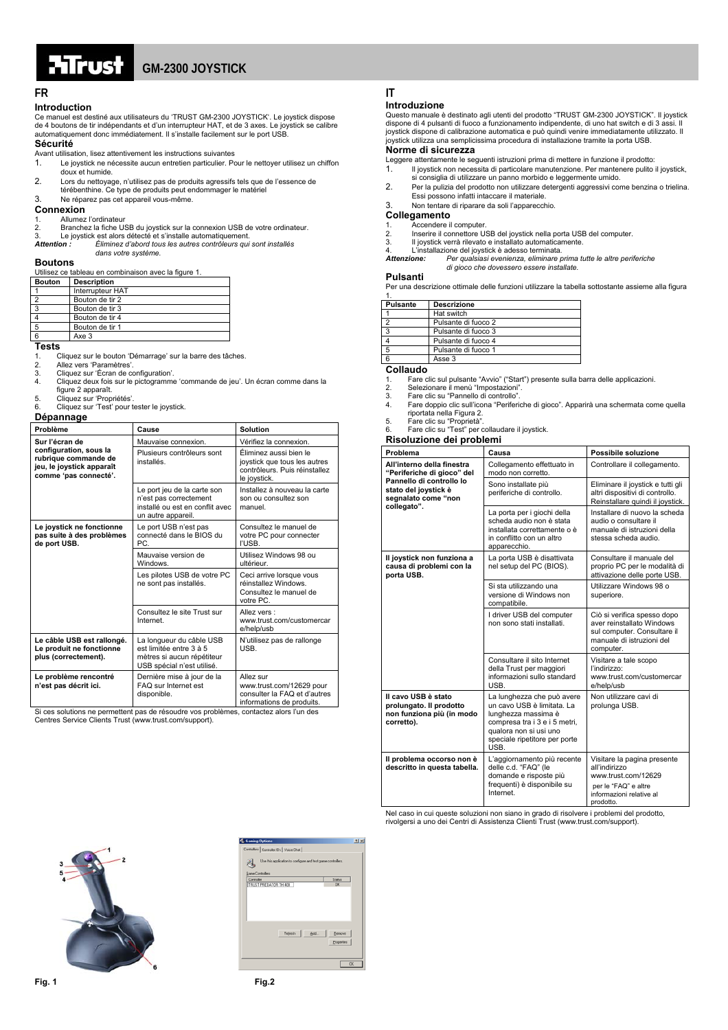# GM-2300 JOYSTICK

## FR

### Introduction

Ce manuel est destiné aux utilisateurs du 'TRUST GM-2300 JOYSTICK'. Le joystick dispose de 4 boutons de tir indépendants et d'un interrupteur HAT, et de 3 axes. Le joystick se calibre automatiquement donc immédiatement. Il s'installe facilement sur le port USB.

### Sécurité

Avant utilisation, lisez attentivement les instructions suivantes

1. Le joystick ne nécessite aucun entretien particulier. Pour le nettoyer utilisez un chiffon doux et humide.
2. Lors du nettoyage, n'utilisez pas de produits agressifs tels que de l'essence de térébenthine. Ce type de produits peut endommager le matériel
3. Ne réparez pas cet appareil vous-même.

### Connexion

1. Allumez l'ordinateur
2. Branchez la fiche USB du joystick sur la connexion USB de votre ordinateur.
3. Le joystick est alors détecté et s'installe automatiquement.

***Attention :*** *Éliminez d'abord tous les autres contrôleurs qui sont installés dans votre système.*

### Boutons

Utilisez ce tableau en combinaison avec la figure 1.

| Bouton | Description |
|---|---|
| 1 | Interrupteur HAT |
| 2 | Bouton de tir 2 |
| 3 | Bouton de tir 3 |
| 4 | Bouton de tir 4 |
| 5 | Bouton de tir 1 |
| 6 | Axe 3 |

### Tests

1. Cliquez sur le bouton 'Démarrage' sur la barre des tâches.
2. Allez vers 'Paramètres'.
3. Cliquez sur 'Écran de configuration'.
4. Cliquez deux fois sur le pictogramme 'commande de jeu'. Un écran comme dans la figure 2 apparaît.
5. Cliquez sur 'Propriétés'.
6. Cliquez sur 'Test' pour tester le joystick.

### Dépannage

| Problème | Cause | Solution |
|---|---|---|
| **Sur l'écran de configuration, sous la rubrique commande de jeu, le joystick apparaît comme 'pas connecté'.** | Mauvaise connexion. | Vérifiez la connexion. |
| | Plusieurs contrôleurs sont installés. | Éliminez aussi bien le joystick que tous les autres contrôleurs. Puis réinstallez le joystick. |
| | Le port jeu de la carte son n'est pas correctement installé ou est en conflit avec un autre appareil. | Installez à nouveau la carte son ou consultez son manuel. |
| **Le joystick ne fonctionne pas suite à des problèmes de port USB.** | Le port USB n'est pas connecté dans le BIOS du PC. | Consultez le manuel de votre PC pour connecter l'USB. |
| | Mauvaise version de Windows. | Utilisez Windows 98 ou ultérieur. |
| | Les pilotes USB de votre PC ne sont pas installés. | Ceci arrive lorsque vous réinstallez Windows. Consultez le manuel de votre PC. |
| | Consultez le site Trust sur Internet. | Allez vers : www.trust.com/customercare/help/usb |
| **Le câble USB est rallongé. Le produit ne fonctionne plus (correctement).** | La longueur du câble USB est limitée entre 3 à 5 mètres si aucun répétiteur USB spécial n'est utilisé. | N'utilisez pas de rallonge USB. |
| **Le problème rencontré n'est pas décrit ici.** | Dernière mise à jour de la FAQ sur Internet est disponible. | Allez sur www.trust.com/12629 pour consulter la FAQ et d'autres informations de produits. |

Si ces solutions ne permettent pas de résoudre vos problèmes, contactez alors l'un des Centres Service Clients Trust (www.trust.com/support).

## IT

### Introduzione

Questo manuale è destinato agli utenti del prodotto "TRUST GM-2300 JOYSTICK". Il joystick dispone di 4 pulsanti di fuoco a funzionamento indipendente, di uno hat switch e di 3 assi. Il joystick dispone di calibrazione automatica e può quindi venire immediatamente utilizzato. Il joystick utilizza una semplicissima procedura di installazione tramite la porta USB.

### Norme di sicurezza

Leggere attentamente le seguenti istruzioni prima di mettere in funzione il prodotto:

1. Il joystick non necessita di particolare manutenzione. Per mantenere pulito il joystick, si consiglia di utilizzare un panno morbido e leggermente umido.
2. Per la pulizia del prodotto non utilizzare detergenti aggressivi come benzina o trielina. Essi possono infatti intaccare il materiale.
3. Non tentare di riparare da soli l'apparecchio.

### Collegamento

1. Accendere il computer.
2. Inserire il connettore USB del joystick nella porta USB del computer.
3. Il joystick verrà rilevato e installato automaticamente.
4. L'installazione del joystick è adesso terminata.

***Attenzione:*** *Per qualsiasi evenienza, eliminare prima tutte le altre periferiche di gioco che dovessero essere installate.*

### Pulsanti

Per una descrizione ottimale delle funzioni utilizzare la tabella sottostante assieme alla figura 1.

| Pulsante | Descrizione |
|---|---|
| 1 | Hat switch |
| 2 | Pulsante di fuoco 2 |
| 3 | Pulsante di fuoco 3 |
| 4 | Pulsante di fuoco 4 |
| 5 | Pulsante di fuoco 1 |
| 6 | Asse 3 |

### Collaudo

1. Fare clic sul pulsante "Avvio" ("Start") presente sulla barra delle applicazioni.
2. Selezionare il menù "Impostazioni".
3. Fare clic su "Pannello di controllo".
4. Fare doppio clic sull'icona "Periferiche di gioco". Apparirà una schermata come quella riportata nella Figura 2.
5. Fare clic su "Proprietà".
6. Fare clic su "Test" per collaudare il joystick.

### Risoluzione dei problemi

| Problema | Causa | Possibile soluzione |
|---|---|---|
| **All'interno della finestra "Periferiche di gioco" del Pannello di controllo lo stato del joystick è segnalato come "non collegato".** | Collegamento effettuato in modo non corretto. | Controllare il collegamento. |
| | Sono installate più periferiche di controllo. | Eliminare il joystick e tutti gli altri dispositivi di controllo. Reinstallare quindi il joystick. |
| | La porta per i giochi della scheda audio non è stata installata correttamente o è in conflitto con un altro apparecchio. | Installare di nuovo la scheda audio o consultare il manuale di istruzioni della stessa scheda audio. |
| **Il joystick non funziona a causa di problemi con la porta USB.** | La porta USB è disattivata nel setup del PC (BIOS). | Consultare il manuale del proprio PC per le modalità di attivazione delle porte USB. |
| | Si sta utilizzando una versione di Windows non compatibile. | Utilizzare Windows 98 o superiore. |
| | I driver USB del computer non sono stati installati. | Ciò si verifica spesso dopo aver reinstallato Windows sul computer. Consultare il manuale di istruzioni del computer. |
| | Consultare il sito Internet della Trust per maggiori informazioni sullo standard USB. | Visitare a tale scopo l'indirizzo: www.trust.com/customercare/help/usb |
| **Il cavo USB è stato prolungato. Il prodotto non funziona più (in modo corretto).** | La lunghezza che può avere un cavo USB è limitata. La lunghezza massima è compresa tra i 3 e i 5 metri, qualora non si usi uno speciale ripetitore per porte USB. | Non utilizzare cavi di prolunga USB. |
| **Il problema occorso non è descritto in questa tabella.** | L'aggiornamento più recente delle c.d. "FAQ" (le domande e risposte più frequenti) è disponibile su Internet. | Visitare la pagina presente all'indirizzo www.trust.com/12629 per le "FAQ" e altre informazioni relative al prodotto. |

Nel caso in cui queste soluzioni non siano in grado di risolvere i problemi del prodotto, rivolgersi a uno dei Centri di Assistenza Clienti Trust (www.trust.com/support).

Fig. 1

Fig.2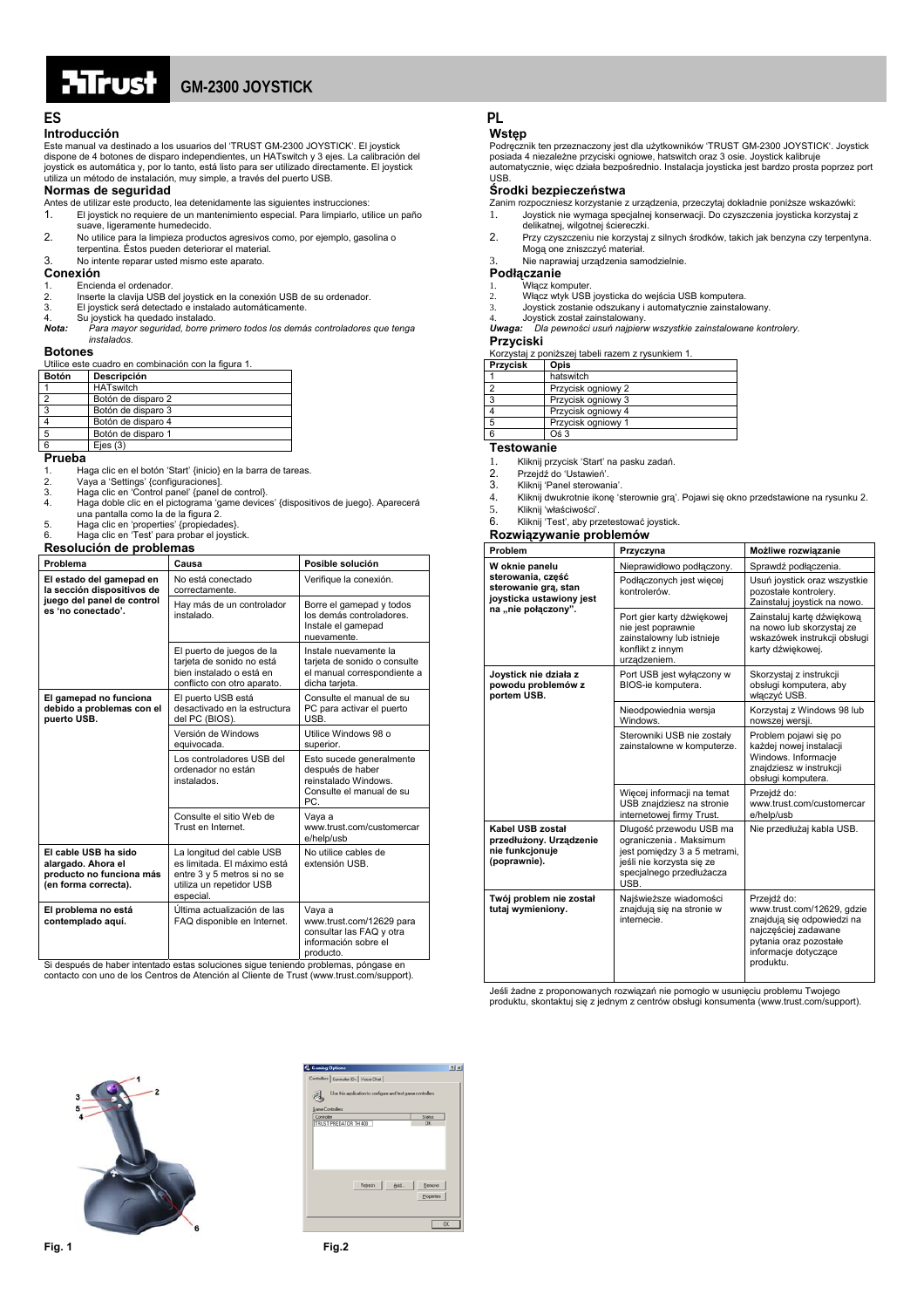# GM-2300 JOYSTICK

## ES

### Introducción

Este manual va destinado a los usuarios del 'TRUST GM-2300 JOYSTICK'. El joystick dispone de 4 botones de disparo independientes, un HATswitch y 3 ejes. La calibración del joystick es automática y, por lo tanto, está listo para ser utilizado directamente. El joystick utiliza un método de instalación, muy simple, a través del puerto USB.

### Normas de seguridad

Antes de utilizar este producto, lea detenidamente las siguientes instrucciones:

1. El joystick no requiere de un mantenimiento especial. Para limpiarlo, utilice un paño suave, ligeramente humedecido.
2. No utilice para la limpieza productos agresivos como, por ejemplo, gasolina o terpentina. Éstos pueden deteriorar el material.
3. No intente reparar usted mismo este aparato.

### Conexión

1. Encienda el ordenador.
2. Inserte la clavija USB del joystick en la conexión USB de su ordenador.
3. El joystick será detectado e instalado automáticamente.
4. Su joystick ha quedado instalado.

***Nota:*** *Para mayor seguridad, borre primero todos los demás controladores que tenga instalados.*

### Botones

Utilice este cuadro en combinación con la figura 1.

| Botón | Descripción |
|---|---|
| 1 | HATswitch |
| 2 | Botón de disparo 2 |
| 3 | Botón de disparo 3 |
| 4 | Botón de disparo 4 |
| 5 | Botón de disparo 1 |
| 6 | Ejes (3) |

### Prueba

1. Haga clic en el botón 'Start' {inicio} en la barra de tareas.
2. Vaya a 'Settings' {configuraciones].
3. Haga clic en 'Control panel' {panel de control}.
4. Haga doble clic en el pictograma 'game devices' {dispositivos de juego}. Aparecerá una pantalla como la de la figura 2.
5. Haga clic en 'properties' {propiedades}.
6. Haga clic en 'Test' para probar el joystick.

### Resolución de problemas

| Problema | Causa | Posible solución |
|---|---|---|
| **El estado del gamepad en la sección dispositivos de juego del panel de control es 'no conectado'.** | No está conectado correctamente. | Verifique la conexión. |
| | Hay más de un controlador instalado. | Borre el gamepad y todos los demás controladores. Instale el gamepad nuevamente. |
| | El puerto de juegos de la tarjeta de sonido no está bien instalado o está en conflicto con otro aparato. | Instale nuevamente la tarjeta de sonido o consulte el manual correspondiente a dicha tarjeta. |
| **El gamepad no funciona debido a problemas con el puerto USB.** | El puerto USB está desactivado en la estructura del PC (BIOS). | Consulte el manual de su PC para activar el puerto USB. |
| | Versión de Windows equivocada. | Utilice Windows 98 o superior. |
| | Los controladores USB del ordenador no están instalados. | Esto sucede generalmente después de haber reinstalado Windows. Consulte el manual de su PC. |
| | Consulte el sitio Web de Trust en Internet. | Vaya a www.trust.com/customercare/help/usb |
| **El cable USB ha sido alargado. Ahora el producto no funciona más (en forma correcta).** | La longitud del cable USB es limitada. El máximo está entre 3 y 5 metros si no se utiliza un repetidor USB especial. | No utilice cables de extensión USB. |
| **El problema no está contemplado aquí.** | Última actualización de las FAQ disponible en Internet. | Vaya a www.trust.com/12629 para consultar las FAQ y otra información sobre el producto. |

Si después de haber intentado estas soluciones sigue teniendo problemas, póngase en contacto con uno de los Centros de Atención al Cliente de Trust (www.trust.com/support).

## PL

### Wstęp

Podręcznik ten przeznaczony jest dla użytkowników 'TRUST GM-2300 JOYSTICK'. Joystick posiada 4 niezależne przyciski ogniowe, hatswitch oraz 3 osie. Joystick kalibruje automatycznie, więc działa bezpośrednio. Instalacja joysticka jest bardzo prosta poprzez port USB.

### Środki bezpieczeństwa

Zanim rozpoczniesz korzystanie z urządzenia, przeczytaj dokładnie poniższe wskazówki:

1. Joystick nie wymaga specjalnej konserwacji. Do czyszczenia joysticka korzystaj z delikatnej, wilgotnej ściereczki.
2. Przy czyszczeniu nie korzystaj z silnych środków, takich jak benzyna czy terpentyna. Mogą one zniszczyć materiał.
3. Nie naprawiaj urządzenia samodzielnie.

### Podłączanie

1. Włącz komputer.
2. Włącz wtyk USB joysticka do wejścia USB komputera.
3. Joystick zostanie odszukany i automatycznie zainstalowany.
4. Joystick został zainstalowany.

***Uwaga:*** *Dla pewności usuń najpierw wszystkie zainstalowane kontrolery.*

### Przyciski

Korzystaj z poniższej tabeli razem z rysunkiem 1.

| Przycisk | Opis |
|---|---|
| 1 | hatswitch |
| 2 | Przycisk ogniowy 2 |
| 3 | Przycisk ogniowy 3 |
| 4 | Przycisk ogniowy 4 |
| 5 | Przycisk ogniowy 1 |
| 6 | Oś 3 |

### Testowanie

1. Kliknij przycisk 'Start' na pasku zadań.
2. Przejdź do 'Ustawień'.
3. Kliknij 'Panel sterowania'.
4. Kliknij dwukrotnie ikonę 'sterownie grą'. Pojawi się okno przedstawione na rysunku 2.
5. Kliknij 'właściwości'.
6. Kliknij 'Test', aby przetestować joystick.

### Rozwiązywanie problemów

| Problem | Przyczyna | Możliwe rozwiązanie |
|---|---|---|
| **W oknie panelu sterowania, część sterowanie grą, stan joysticka ustawiony jest na „nie połączony".** | Nieprawidłowo podłączony. | Sprawdź podłączenia. |
| | Podłączonych jest więcej kontrolerów. | Usuń joystick oraz wszystkie pozostałe kontrolery. Zainstaluj joystick na nowo. |
| | Port gier karty dźwiękowej nie jest poprawnie zainstalowany lub istnieje konflikt z innym urządzeniem. | Zainstaluj kartę dźwiękową na nowo lub skorzystaj ze wskazówek instrukcji obsługi karty dźwiękowej. |
| **Joystick nie działa z powodu problemów z portem USB.** | Port USB jest wyłączony w BIOS-ie komputera. | Skorzystaj z instrukcji obsługi komputera, aby włączyć USB. |
| | Nieodpowiednia wersja Windows. | Korzystaj z Windows 98 lub nowszej wersji. |
| | Sterowniki USB nie zostały zainstalowne w komputerze. | Problem pojawi się po każdej nowej instalacji Windows. Informacje znajdziesz w instrukcji obsługi komputera. |
| | Więcej informacji na temat USB znajdziesz na stronie internetowej firmy Trust. | Przejdź do: www.trust.com/customercare/help/usb |
| **Kabel USB został przedłużony. Urządzenie nie funkcjonuje (poprawnie).** | Długość przewodu USB ma ograniczenia. Maksimum jest pomiędzy 3 a 5 metrami, jeśli nie korzysta się ze specjalnego przedłużacza USB. | Nie przedłużaj kabla USB. |
| **Twój problem nie został tutaj wymieniony.** | Najświeższe wiadomości znajdują się na stronie w internecie. | Przejdź do: www.trust.com/12629, gdzie znajdują się odpowiedzi na najczęściej zadawane pytania oraz pozostałe informacje dotyczące produktu. |

Jeśli żadne z proponowanych rozwiązań nie pomogło w usunięciu problemu Twojego produktu, skontaktuj się z jednym z centrów obsługi konsumenta (www.trust.com/support).

Fig. 1

Fig.2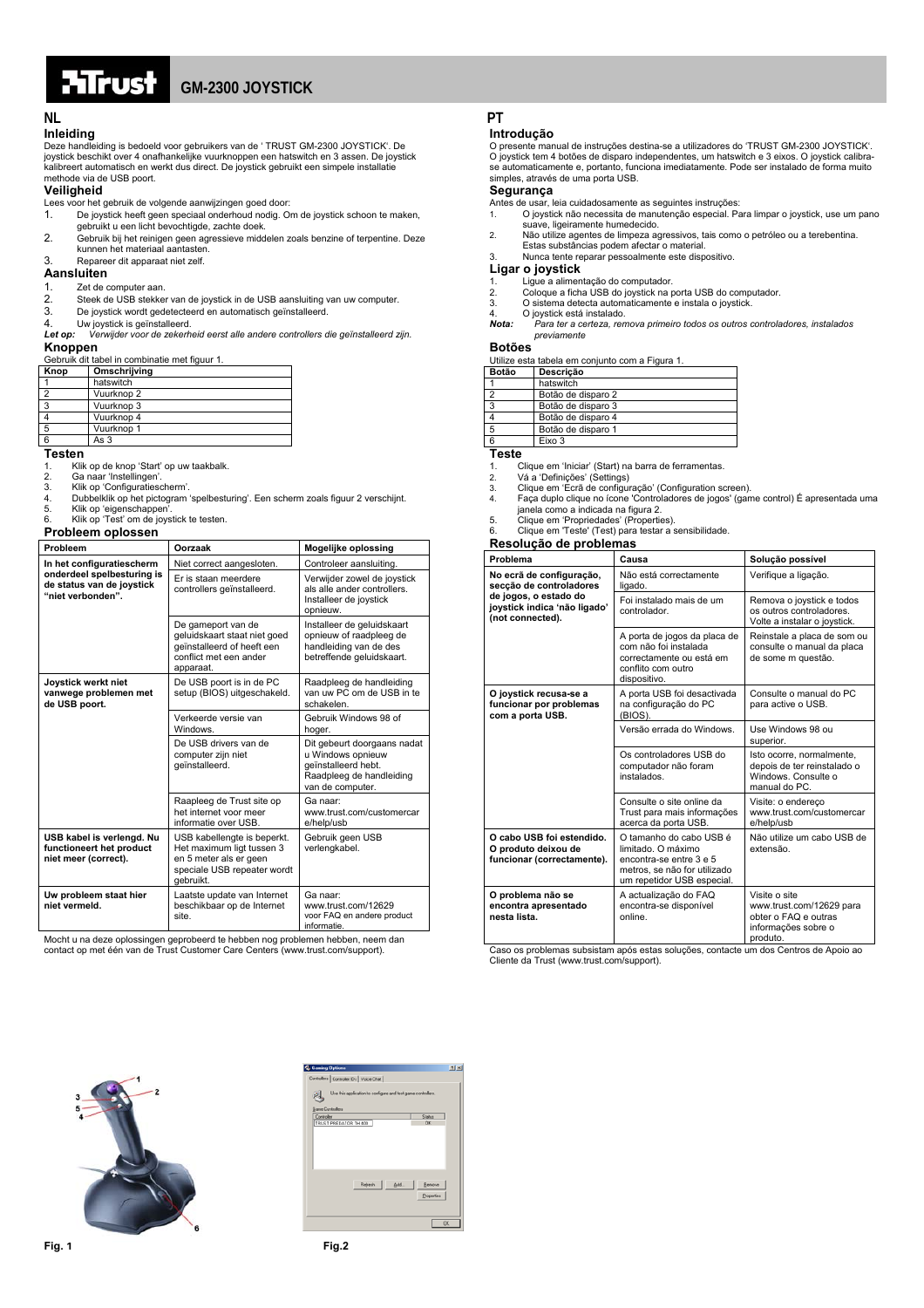# GM-2300 JOYSTICK

## NL

### Inleiding

Deze handleiding is bedoeld voor gebruikers van de ' TRUST GM-2300 JOYSTICK'. De joystick beschikt over 4 onafhankelijke vuurknoppen een hatswitch en 3 assen. De joystick kalibreert automatisch en werkt dus direct. De joystick gebruikt een simpele installatie methode via de USB poort.

### Veiligheid

Lees voor het gebruik de volgende aanwijzingen goed door:

1. De joystick heeft geen speciaal onderhoud nodig. Om de joystick schoon te maken, gebruikt u een licht bevochtigde, zachte doek.
2. Gebruik bij het reinigen geen agressieve middelen zoals benzine of terpentine. Deze kunnen het materiaal aantasten.
3. Repareer dit apparaat niet zelf.

### Aansluiten

1. Zet de computer aan.
2. Steek de USB stekker van de joystick in de USB aansluiting van uw computer.
3. De joystick wordt gedetecteerd en automatisch geïnstalleerd.
4. Uw joystick is geïnstalleerd.

***Let op:*** *Verwijder voor de zekerheid eerst alle andere controllers die geïnstalleerd zijn.*

### Knoppen

Gebruik dit tabel in combinatie met figuur 1.

| Knop | Omschrijving |
|---|---|
| 1 | hatswitch |
| 2 | Vuurknop 2 |
| 3 | Vuurknop 3 |
| 4 | Vuurknop 4 |
| 5 | Vuurknop 1 |
| 6 | As 3 |

### Testen

1. Klik op de knop 'Start' op uw taakbalk.
2. Ga naar 'Instellingen'.
3. Klik op 'Configuratiescherm'.
4. Dubbelklik op het pictogram 'spelbesturing'. Een scherm zoals figuur 2 verschijnt.
5. Klik op 'eigenschappen'.
6. Klik op 'Test' om de joystick te testen.

### Probleem oplossen

| Probleem | Oorzaak | Mogelijke oplossing |
|---|---|---|
| **In het configuratiescherm onderdeel spelbesturing is de status van de joystick "niet verbonden".** | Niet correct aangesloten. | Controleer aansluiting. |
| | Er is staan meerdere controllers geïnstalleerd. | Verwijder zowel de joystick als alle ander controllers. Installeer de joystick opnieuw. |
| | De gameport van de geluidskaart staat niet goed geïnstalleerd of heeft een conflict met een ander apparaat. | Installeer de geluidskaart opnieuw of raadpleeg de handleiding van de des betreffende geluidskaart. |
| **Joystick werkt niet vanwege problemen met de USB poort.** | De USB poort is in de PC setup (BIOS) uitgeschakeld. | Raadpleeg de handleiding van uw PC om de USB in te schakelen. |
| | Verkeerde versie van Windows. | Gebruik Windows 98 of hoger. |
| | De USB drivers van de computer zijn niet geïnstalleerd. | Dit gebeurt doorgaans nadat u Windows opnieuw geïnstalleerd hebt. Raadpleeg de handleiding van de computer. |
| | Raadpleeg de Trust site op het internet voor meer informatie over USB. | Ga naar: www.trust.com/customercare/help/usb |
| **USB kabel is verlengd. Nu functioneert het product niet meer (correct).** | USB kabellengte is beperkt. Het maximum ligt tussen 3 en 5 meter als er geen speciale USB repeater wordt gebruikt. | Gebruik geen USB verlengkabel. |
| **Uw probleem staat hier niet vermeld.** | Laatste update van Internet beschikbaar op de Internet site. | Ga naar: www.trust.com/12629 voor FAQ en andere product informatie. |

Mocht u na deze oplossingen geprobeerd te hebben nog problemen hebben, neem dan contact op met één van de Trust Customer Care Centers (www.trust.com/support).

## PT

### Introdução

O presente manual de instruções destina-se a utilizadores do 'TRUST GM-2300 JOYSTICK'. O joystick tem 4 botões de disparo independentes, um hatswitch e 3 eixos. O joystick calibra-se automaticamente e, portanto, funciona imediatamente. Pode ser instalado de forma muito simples, através de uma porta USB.

### Segurança

Antes de usar, leia cuidadosamente as seguintes instruções:

1. O joystick não necessita de manutenção especial. Para limpar o joystick, use um pano suave, ligeiramente humedecido.
2. Não utilize agentes de limpeza agressivos, tais como o petróleo ou a terebentina. Estas substâncias podem afectar o material.
3. Nunca tente reparar pessoalmente este dispositivo.

### Ligar o joystick

1. Ligue a alimentação do computador.
2. Coloque a ficha USB do joystick na porta USB do computador.
3. O sistema detecta automaticamente e instala o joystick.
4. O joystick está instalado.

***Nota:*** *Para ter a certeza, remova primeiro todos os outros controladores, instalados previamente*

### Botões

Utilize esta tabela em conjunto com a Figura 1.

| Botão | Descrição |
|---|---|
| 1 | hatswitch |
| 2 | Botão de disparo 2 |
| 3 | Botão de disparo 3 |
| 4 | Botão de disparo 4 |
| 5 | Botão de disparo 1 |
| 6 | Eixo 3 |

### Teste

1. Clique em 'Iniciar' (Start) na barra de ferramentas.
2. Vá a 'Definições' (Settings)
3. Clique em 'Ecrã de configuração' (Configuration screen).
4. Faça duplo clique no ícone 'Controladores de jogos' (game control) É apresentada uma janela como a indicada na figura 2.
5. Clique em 'Propriedades' (Properties).
6. Clique em 'Teste' (Test) para testar a sensibilidade.

### Resolução de problemas

| Problema | Causa | Solução possível |
|---|---|---|
| **No ecrã de configuração, secção de controladores de jogos, o estado do joystick indica 'não ligado' (not connected).** | Não está correctamente ligado. | Verifique a ligação. |
| | Foi instalado mais de um controlador. | Remova o joystick e todos os outros controladores. Volte a instalar o joystick. |
| | A porta de jogos da placa de som não foi instalada correctamente ou está em conflito com outro dispositivo. | Reinstale a placa de som ou consulte o manual da placa de some m questão. |
| **O joystick recusa-se a funcionar por problemas com a porta USB.** | A porta USB foi desactivada na configuração do PC (BIOS). | Consulte o manual do PC para active o USB. |
| | Versão errada do Windows. | Use Windows 98 ou superior. |
| | Os controladores USB do computador não foram instalados. | Isto ocorre, normalmente, depois de ter reinstalado o Windows. Consulte o manual do PC. |
| | Consulte o site online da Trust para mais informações acerca da porta USB. | Visite: o endereço www.trust.com/customercare/help/usb |
| **O cabo USB foi estendido. O produto deixou de funcionar (correctamente).** | O tamanho do cabo USB é limitado. O máximo encontra-se entre 3 e 5 metros, se não for utilizado um repetidor USB especial. | Não utilize um cabo USB de extensão. |
| **O problema não se encontra apresentado nesta lista.** | A actualização do FAQ encontra-se disponível online. | Visite o site www.trust.com/12629 para obter o FAQ e outras informações sobre o produto. |

Caso os problemas subsistam após estas soluções, contacte um dos Centros de Apoio ao Cliente da Trust (www.trust.com/support).

Fig. 1

Fig.2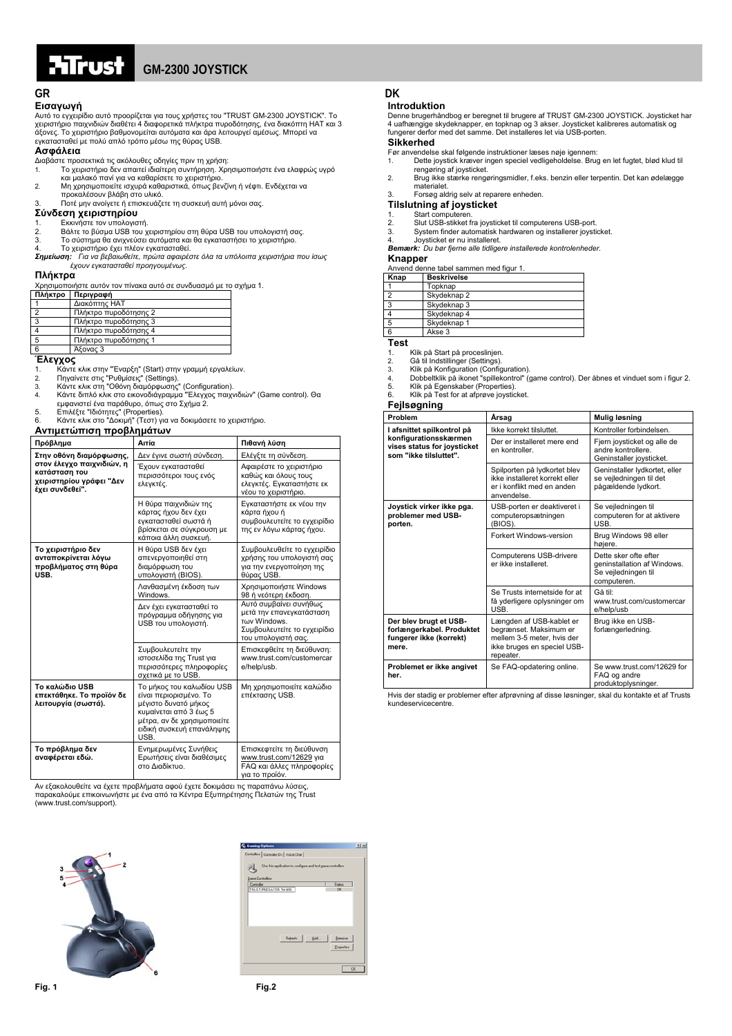# GM-2300 JOYSTICK

## GR

### Εισαγωγή

Αυτό το εγχειρίδιο αυτό προορίζεται για τους χρήστες του "TRUST GM-2300 JOYSTICK". Το χειριστήριο παιχνιδιών διαθέτει 4 διαφορετικά πλήκτρα πυροδότησης, ένα διακόπτη HAT και 3 άξονες. Το χειριστήριο βαθμονομείται αυτόματα και άρα λειτουργεί αμέσως. Μπορεί να εγκατασταθεί με πολύ απλό τρόπο μέσω της θύρας USB.

### Ασφάλεια

Διαβάστε προσεκτικά τις ακόλουθες οδηγίες πριν τη χρήση:

1. Το χειριστήριο δεν απαιτεί ιδιαίτερη συντήρηση. Χρησιμοποιήστε ένα ελαφρώς υγρό και μαλακό πανί για να καθαρίσετε το χειριστήριο.
2. Μη χρησιμοποιείτε ισχυρά καθαριστικά, όπως βενζίνη ή νέφτι. Ενδέχεται να προκαλέσουν βλάβη στο υλικό.
3. Ποτέ μην ανοίγετε ή επισκευάζετε τη συσκευή αυτή μόνοι σας.

### Σύνδεση χειριστηρίου

1. Εκκινήστε τον υπολογιστή.
2. Βάλτε το βύσμα USB του χειριστηρίου στη θύρα USB του υπολογιστή σας.
3. Το σύστημα θα ανιχνεύσει αυτόματα και θα εγκαταστήσει το χειριστήριο.
4. Το χειριστήριο έχει πλέον εγκατασταθεί.

***Σημείωση:*** *Για να βεβαιωθείτε, πρώτα αφαιρέστε όλα τα υπόλοιπα χειριστήρια που ίσως έχουν εγκατασταθεί προηγουμένως.*

### Πλήκτρα

Χρησιμοποιήστε αυτόν τον πίνακα αυτό σε συνδυασμό με το σχήμα 1.

| Πλήκτρο | Περιγραφή |
|---|---|
| 1 | Διακόπτης HAT |
| 2 | Πλήκτρο πυροδότησης 2 |
| 3 | Πλήκτρο πυροδότησης 3 |
| 4 | Πλήκτρο πυροδότησης 4 |
| 5 | Πλήκτρο πυροδότησης 1 |
| 6 | Άξονας 3 |

### Έλεγχος

1. Κάντε κλικ στην "Έναρξη" (Start) στην γραμμή εργαλείων.
2. Πηγαίνετε στις "Ρυθμίσεις" (Settings).
3. Κάντε κλικ στη "Οθόνη διαμόρφωσης" (Configuration).
4. Κάντε διπλό κλικ στο εικονοδιάγραμμα "Έλεγχος παιχνιδιών" (Game control). Θα εμφανιστεί ένα παράθυρο, όπως στο Σχήμα 2.
5. Επιλέξτε "Ιδιότητες" (Properties).
6. Κάντε κλικ στο "Δοκιμή" (Τεστ) για να δοκιμάσετε το χειριστήριο.

### Αντιμετώπιση προβλημάτων

| Πρόβλημα | Αιτία | Πιθανή λύση |
|---|---|---|
| **Στην οθόνη διαμόρφωσης, στον έλεγχο παιχνιδιών, η κατάσταση του χειριστηρίου γράφει "Δεν έχει συνδεθεί".** | Δεν έγινε σωστή σύνδεση. | Ελέγξτε τη σύνδεση. |
| | Έχουν εγκατασταθεί περισσότεροι τους ενός ελεγκτές. | Αφαιρέστε το χειριστήριο καθώς και όλους τους ελεγκτές. Εγκαταστήστε εκ νέου το χειριστήριο. |
| | Η θύρα παιχνιδιών της κάρτας ήχου δεν έχει εγκατασταθεί σωστά ή βρίσκεται σε σύγκρουση με κάποια άλλη συσκευή. | Εγκαταστήστε εκ νέου την κάρτα ήχου ή συμβουλευτείτε το εγχειρίδιο της εν λόγω κάρτας ήχου. |
| **Το χειριστήριο δεν ανταποκρίνεται λόγω προβλήματος στη θύρα USB.** | Η θύρα USB δεν έχει απενεργοποιηθεί στη διαμόρφωση του υπολογιστή (BIOS). | Συμβουλευθείτε το εγχειρίδιο χρήσης του υπολογιστή σας για την ενεργοποίηση της θύρας USB. |
| | Λανθασμένη έκδοση των Windows. | Χρησιμοποιήστε Windows 98 ή νεότερη έκδοση. |
| | Δεν έχει εγκατασταθεί το πρόγραμμα οδήγησης για USB του υπολογιστή. | Αυτό συμβαίνει συνήθως μετά την επανεγκατάσταση των Windows. Συμβουλευτείτε το εγχειρίδιο του υπολογιστή σας. |
| | Συμβουλευτείτε την ιστοσελίδα της Trust για περισσότερες πληροφορίες σχετικά με το USB. | Επισκεφθείτε τη διεύθυνση: www.trust.com/customercare/help/usb. |
| **Το καλώδιο USB επεκτάθηκε. Το προϊόν δε λειτουργία (σωστά).** | Το μήκος του καλωδίου USB είναι περιορισμένο. Το μέγιστο δυνατό μήκος κυμαίνεται από 3 έως 5 μέτρα, αν δε χρησιμοποιείτε ειδική συσκευή επανάληψης USB. | Μη χρησιμοποιείτε καλώδιο επέκτασης USB. |
| **Το πρόβλημα δεν αναφέρεται εδώ.** | Ενημερωμένες Συνήθεις Ερωτήσεις είναι διαθέσιμες στο Διαδίκτυο. | Επισκεφτείτε τη διεύθυνση www.trust.com/12629 για FAQ και άλλες πληροφορίες για το προϊόν. |

Αν εξακολουθείτε να έχετε προβλήματα αφού έχετε δοκιμάσει τις παραπάνω λύσεις, παρακαλούμε επικοινωνήστε με ένα από τα Κέντρα Εξυπηρέτησης Πελατών της Trust (www.trust.com/support).

## DK

### Introduktion

Denne brugerhåndbog er beregnet til brugere af TRUST GM-2300 JOYSTICK. Joysticket har 4 uafhængige skydeknapper, en topknap og 3 akser. Joysticket kalibreres automatisk og fungerer derfor med det samme. Det installeres let via USB-porten.

### Sikkerhed

Før anvendelse skal følgende instruktioner læses nøje igennem:

1. Dette joystick kræver ingen speciel vedligeholdelse. Brug en let fugtet, blød klud til rengøring af joysticket.
2. Brug ikke stærke rengøringsmidler, f.eks. benzin eller terpentin. Det kan ødelægge materialet.
3. Forsøg aldrig selv at reparere enheden.

### Tilslutning af joysticket

1. Start computeren.
2. Slut USB-stikket fra joysticket til computerens USB-port.
3. System finder automatisk hardwaren og installerer joysticket.
4. Joysticket er nu installeret.

***Bemærk:*** *Du bør fjerne alle tidligere installerede kontrolenheder.*

### Knapper

Anvend denne tabel sammen med figur 1.

| Knap | Beskrivelse |
|---|---|
| 1 | Topknap |
| 2 | Skydeknap 2 |
| 3 | Skydeknap 3 |
| 4 | Skydeknap 4 |
| 5 | Skydeknap 1 |
| 6 | Akse 3 |

### Test

1. Klik på Start på proceslinjen.
2. Gå til Indstillinger (Settings).
3. Klik på Konfiguration (Configuration).
4. Dobbeltklik på ikonet "spillekontrol" (game control). Der åbnes et vinduet som i figur 2.
5. Klik på Egenskaber (Properties).
6. Klik på Test for at afprøve joysticket.

### Fejlsøgning

| Problem | Årsag | Mulig løsning |
|---|---|---|
| **I afsnittet spilkontrol på konfigurationsskærmen vises status for joysticket som "ikke tilsluttet".** | Ikke korrekt tilsluttet. | Kontroller forbindelsen. |
| | Der er installeret mere end en kontroller. | Fjern joysticket og alle de andre kontrollere. Geninstaller joysticket. |
| | Spilporten på lydkortet blev ikke installeret korrekt eller er i konflikt med en anden anvendelse. | Geninstaller lydkortet, eller se vejledningen til det pågældende lydkort. |
| **Joystick virker ikke pga. problemer med USB-porten.** | USB-porten er deaktiveret i computeropsætningen (BIOS). | Se vejledningen til computeren for at aktivere USB. |
| | Forkert Windows-version | Brug Windows 98 eller højere. |
| | Computerens USB-drivere er ikke installeret. | Dette sker ofte efter geninstallation af Windows. Se vejledningen til computeren. |
| | Se Trusts internetside for at få yderligere oplysninger om USB. | Gå til: www.trust.com/customercare/help/usb |
| **Der blev brugt et USB-forlængerkabel. Produktet fungerer ikke (korrekt) mere.** | Længden af USB-kablet er begrænset. Maksimum er mellem 3-5 meter, hvis der ikke bruges en speciel USB-repeater. | Brug ikke en USB-forlængerledning. |
| **Problemet er ikke angivet her.** | Se FAQ-opdatering online. | Se www.trust.com/12629 for FAQ og andre produktoplysninger. |

Hvis der stadig er problemer efter afprøvning af disse løsninger, skal du kontakte et af Trusts kundeservicecentre.

Fig. 1

Fig.2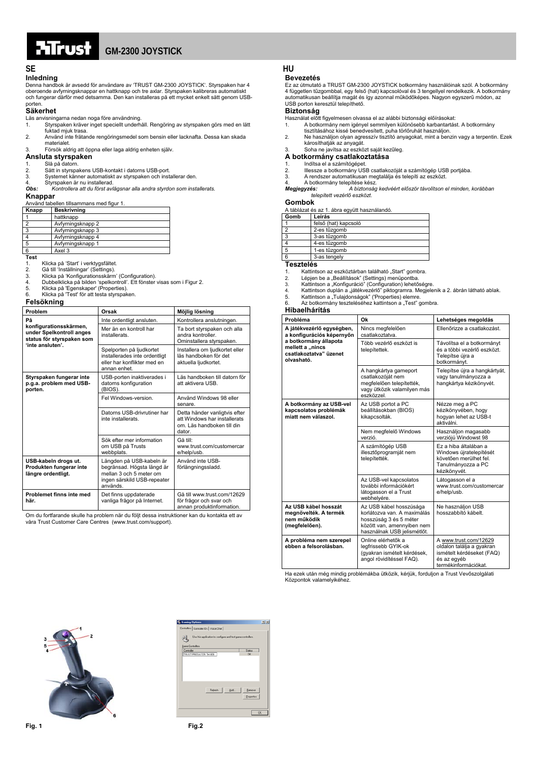# GM-2300 JOYSTICK

## SE

### Inledning

Denna handbok är avsedd för användare av 'TRUST GM-2300 JOYSTICK'. Styrspaken har 4 oberoende avfyrningsknappar en hattknapp och tre axlar. Styrspaken kalibreras automatiskt och fungerar därför med detsamma. Den kan installeras på ett mycket enkelt sätt genom USB-porten.

### Säkerhet

Läs anvisningarna nedan noga före användning.

1. Styrspaken kräver inget speciellt underhåll. Rengöring av styrspaken görs med en lätt fuktad mjuk trasa.
2. Använd inte frätande rengöringsmedel som bensin eller lacknafta. Dessa kan skada materialet.
3. Försök aldrig att öppna eller laga aldrig enheten själv.

### Ansluta styrspaken

1. Slå på datorn.
2. Sätt in styrspakens USB-kontakt i datorns USB-port.
3. Systemet känner automatiskt av styrspaken och installerar den.
4. Styrspaken är nu installerad.

*Obs: Kontrollera att du först avlägsnar alla andra styrdon som installerats.*

### Knappar

Använd tabellen tillsammans med figur 1.

| Knapp | Beskrivning |
|---|---|
| 1 | hattknapp |
| 2 | Avfyrningsknapp 2 |
| 3 | Avfyrningsknapp 3 |
| 4 | Avfyrningsknapp 4 |
| 5 | Avfyrningsknapp 1 |
| 6 | Axel 3 |

**Test**

1. Klicka på 'Start' i verktygsfältet.
2. Gå till 'Inställningar' (Settings).
3. Klicka på 'Konfigurationsskärm' (Configuration).
4. Dubbelklicka på bilden 'spelkontroll'. Ett fönster visas som i Figur 2.
5. Klicka på 'Egenskaper' (Properties).
6. Klicka på 'Test' för att testa styrspaken.

### Felsökning

| Problem | Orsak | Möjlig lösning |
|---|---|---|
| **På konfigurationsskärmen, under Spelkontroll anges status för styrspaken som 'inte ansluten'.** | Inte ordentligt ansluten. | Kontrollera anslutningen. |
| | Mer än en kontroll har installerats. | Ta bort styrspaken och alla andra kontroller. Ominstallera styrspaken. |
| | Spelporten på ljudkortet installerades inte ordentligt eller har konflikter med en annan enhet. | Installera om ljudkortet eller läs handboken för det aktuella ljudkortet. |
| **Styrspaken fungerar inte p.g.a. problem med USB-porten.** | USB-porten inaktiverades i datorns konfiguration (BIOS). | Läs handboken till datorn för att aktivera USB. |
| | Fel Windows-version. | Använd Windows 98 eller senare. |
| | Datorns USB-drivrutiner har inte installerats. | Detta händer vanligtvis efter att Windows har installerats om. Läs handboken till din dator. |
| | Sök efter mer information om USB på Trusts webbplats. | Gå till: www.trust.com/customercare/help/usb. |
| **USB-kabeln drogs ut. Produkten fungerar inte längre ordentligt.** | Längden på USB-kabeln är begränsad. Högsta längd är mellan 3 och 5 meter om ingen särskild USB-repeater används. | Använd inte USB-förlängningssladd. |
| **Problemet finns inte med här.** | Det finns uppdaterade vanliga frågor på Internet. | Gå till www.trust.com/12629 för frågor och svar och annan produktinformation. |

Om du fortfarande skulle ha problem när du följt dessa instruktioner kan du kontakta ett av våra Trust Customer Care Centres (www.trust.com/support).

## HU

### Bevezetés

Ez az útmutató a TRUST GM-2300 JOYSTICK botkormány használóinak szól. A botkormány 4 független tűzgombbal, egy felső (hat) kapcsolóval és 3 tengellyel rendelkezik. A botkormány automatikusan beállítja magát és így azonnal működőképes. Nagyon egyszerű módon, az USB porton keresztül telepíthető.

### Biztonság

Használat előtt figyelmesen olvassa el az alábbi biztonsági előírásokat:

1. A botkormány nem igényel semmilyen különösebb karbantartást. A botkormány tisztításához kissé benedvesített, puha törlőruhát használjon.
2. Ne használjon olyan agresszív tisztító anyagokat, mint a benzin vagy a terpentin. Ezek károsíthatják az anyagát.
3. Soha ne javítsa az eszközt saját kezűleg.

### A botkormány csatlakoztatása

1. Indítsa el a számítógépet.
2. Illessze a botkormány USB csatlakozóját a számítógép USB portjába.
3. A rendszer automatikusan megtalálja és telepíti az eszközt.
4. A botkormány telepítése kész.

*Megjegyzés: A biztonság kedvéért először távolítson el minden, korábban telepített vezérlő eszközt.*

### Gombok

A táblázat és az 1. ábra együtt használandó.

| Gomb | Leírás |
|---|---|
| 1 | felső (hat) kapcsoló |
| 2 | 2-es tűzgomb |
| 3 | 3-as tűzgomb |
| 4 | 4-es tűzgomb |
| 5 | 1-es tűzgomb |
| 6 | 3-as tengely |

### Tesztelés

1. Kattintson az eszköztárban található „Start" gombra.
2. Lépjen be a „Beállítások" (Settings) menüpontba.
3. Kattintson a „Konfiguráció" (Configuration) lehetőségre.
4. Kattintson duplán a „játékvezérlő" piktogramra. Megjelenik a 2. ábrán látható ablak.
5. Kattintson a „Tulajdonságok" (Properties) elemre.
6. Az botkormány teszteléséhez kattintson a „Test" gombra.

### Hibaelhárítás

| Probléma | Ok | Lehetséges megoldás |
|---|---|---|
| **A játékvezérlő egységben, a konfigurációs képernyőn a botkormány állapota mellett a „nincs csatlakoztatva" üzenet olvasható.** | Nincs megfelelően csatlakoztatva. | Ellenőrizze a csatlakozást. |
| | Több vezérlő eszközt is telepítettek. | Távolítsa el a botkormányt és a többi vezérlő eszközt. Telepítse újra a botkormányt. |
| | A hangkártya gameport csatlakozóját nem megfelelően telepítették, vagy ütközik valamilyen más eszközzel. | Telepítse újra a hangkártyát, vagy tanulmányozza a hangkártya kézikönyvét. |
| **A botkormány az USB-vel kapcsolatos problémák miatt nem válaszol.** | Az USB portot a PC beállításokban (BIOS) kikapcsolták. | Nézze meg a PC kézikönyvében, hogy hogyan lehet az USB-t aktiválni. |
| | Nem megfelelő Windows verzió. | Használjon magasabb verziójú Windowst 98 |
| | A számítógép USB illesztőprogramját nem telepítették. | Ez a hiba általában a Windows újratelepítését követően merülhet fel. Tanulmányozza a PC kézikönyvét. |
| | Az USB-vel kapcsolatos további információkért látogasson el a Trust webhelyére. | Látogasson el a www.trust.com/customercare/help/usb. |
| **Az USB kábel hosszát megnövelték. A termék nem működik (megfelelően).** | Az USB kábel hosszúsága korlátozva van. A maximális hosszúság 3 és 5 méter között van, amennyiben nem használnak USB jelismétlőt. | Ne használjon USB hosszabbító kábelt. |
| **A probléma nem szerepel ebben a felsorolásban.** | Online elérhetők a legfrissebb GYIK-ok (gyakran ismételt kérdések, angol rövidítéssel FAQ). | A www.trust.com/12629 oldalon találja a gyakran ismételt kérdéseket (FAQ) és az egyéb termékinformációkat. |

Ha ezek után még mindig problémákba ütközik, kérjük, forduljon a Trust Vevőszolgálati Központok valamelyikéhez.

Fig. 1

Fig.2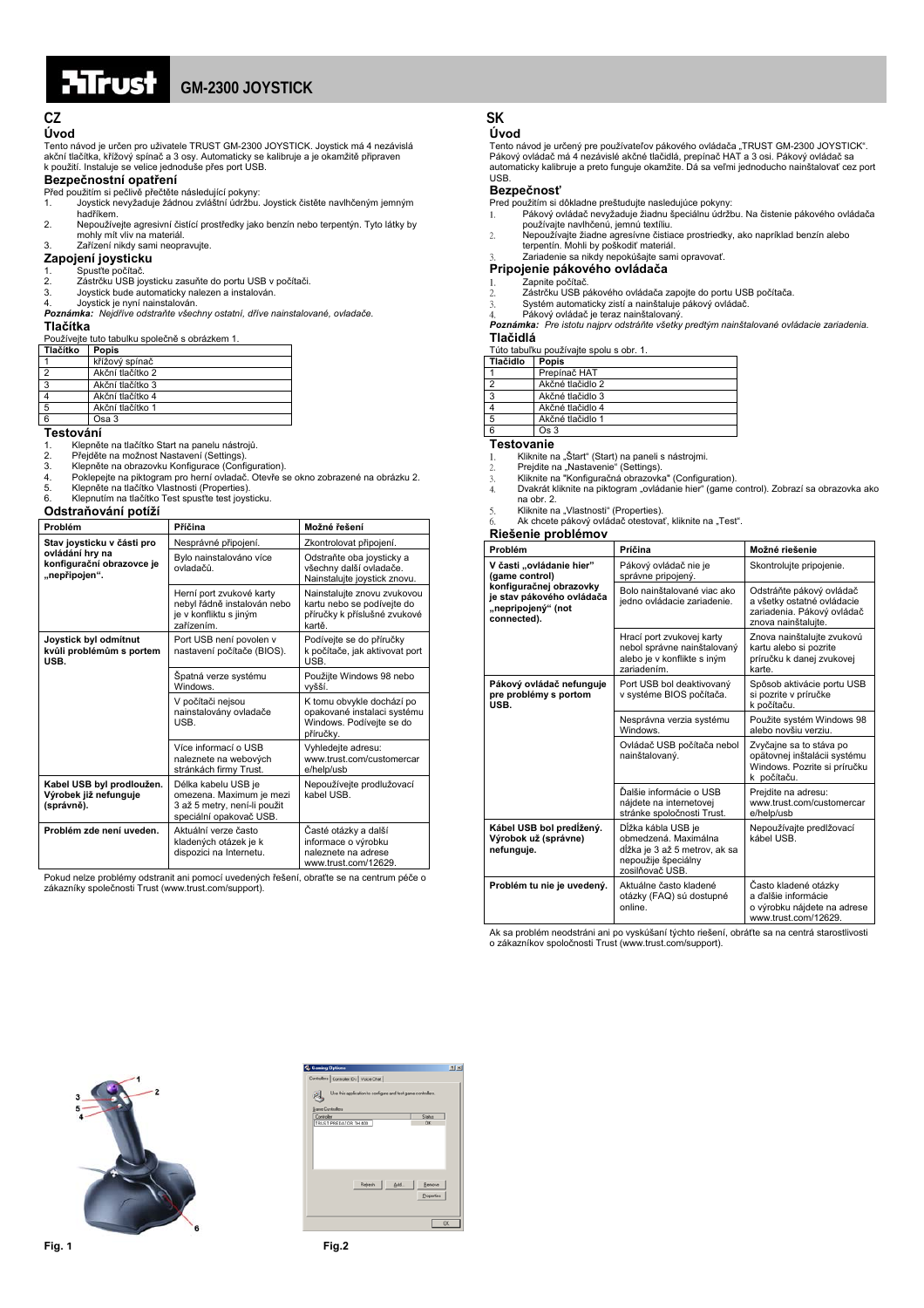# GM-2300 JOYSTICK

## CZ

### Úvod

Tento návod je určen pro uživatele TRUST GM-2300 JOYSTICK. Joystick má 4 nezávislá akční tlačítka, křížový spínač a 3 osy. Automaticky se kalibruje a je okamžitě připraven k použití. Instaluje se velice jednoduše přes port USB.

### Bezpečnostní opatření

Před použitím si pečlivě přečtěte následující pokyny:

1. Joystick nevyžaduje žádnou zvláštní údržbu. Joystick čistěte navlhčeným jemným hadříkem.
2. Nepoužívejte agresivní čisticí prostředky jako benzín nebo terpentýn. Tyto látky by mohly mít vliv na materiál.
3. Zařízení nikdy sami neopravujte.

### Zapojení joysticku

1. Spusťte počítač.
2. Zástrčku USB joysticku zasuňte do portu USB v počítači.
3. Joystick bude automaticky nalezen a instalován.
4. Joystick je nyní nainstalován.

***Poznámka:*** *Nejdříve odstraňte všechny ostatní, dříve nainstalované, ovladače.*

### Tlačítka

Používejte tuto tabulku společně s obrázkem 1.

| Tlačítko | Popis |
|---|---|
| 1 | křížový spínač |
| 2 | Akční tlačítko 2 |
| 3 | Akční tlačítko 3 |
| 4 | Akční tlačítko 4 |
| 5 | Akční tlačítko 1 |
| 6 | Osa 3 |

### Testování

1. Klepněte na tlačítko Start na panelu nástrojů.
2. Přejděte na možnost Nastavení (Settings).
3. Klepněte na obrazovku Konfigurace (Configuration).
4. Poklepejte na piktogram pro herní ovladač. Otevře se okno zobrazené na obrázku 2.
5. Klepněte na tlačítko Vlastnosti (Properties).
6. Klepnutím na tlačítko Test spusťte test joysticku.

### Odstraňování potíží

| Problém | Příčina | Možné řešení |
|---|---|---|
| **Stav joysticku v části pro ovládání hry na konfigurační obrazovce je „nepřipojen".** | Nesprávné připojení. | Zkontrolovat připojení. |
| | Bylo nainstalováno více ovladačů. | Odstraňte oba joysticky a všechny další ovladače. Nainstalujte joystick znovu. |
| | Herní port zvukové karty nebyl řádně instalován nebo je v konfliktu s jiným zařízením. | Nainstalujte znovu zvukovou kartu nebo se podívejte do příručky k příslušné zvukové kartě. |
| **Joystick byl odmítnut kvůli problémům s portem USB.** | Port USB není povolen v nastavení počítače (BIOS). | Podívejte se do příručky k počítači, jak aktivovat port USB. |
| | Špatná verze systému Windows. | Použijte Windows 98 nebo vyšší. |
| | V počítači nejsou nainstalovány ovladače USB. | K tomu obvykle dochází po opakované instalaci systému Windows. Podívejte se do příručky. |
| | Více informací o USB naleznete na webových stránkách firmy Trust. | Vyhledejte adresu: www.trust.com/customercare/help/usb |
| **Kabel USB byl prodloužen. Výrobek již nefunguje (správně).** | Délka kabelu USB je omezena. Maximum je mezi 3 až 5 metry, není-li použit speciální opakovač USB. | Nepoužívejte prodlužovací kabel USB. |
| **Problém zde není uveden.** | Aktuální verze často kladených otázek je k dispozici na Internetu. | Časté otázky a další informace o výrobku naleznete na adrese www.trust.com/12629. |

Pokud nelze problémy odstranit ani pomocí uvedených řešení, obraťte se na centrum péče o zákazníky společnosti Trust (www.trust.com/support).

## SK

### Úvod

Tento návod je určený pre používateľov pákového ovládača „TRUST GM-2300 JOYSTICK". Pákový ovládač má 4 nezávislé akčné tlačidlá, prepínač HAT a 3 osi. Pákový ovládač sa automaticky kalibruje a preto funguje okamžite. Dá sa veľmi jednoducho nainštalovať cez port USB.

### Bezpečnosť

Pred použitím si dôkladne preštudujte nasledujúce pokyny:

1. Pákový ovládač nevyžaduje žiadnu špeciálnu údržbu. Na čistenie pákového ovládača používajte navlhčenú, jemnú textíliu.
2. Nepoužívajte žiadne agresívne čistiace prostriedky, ako napríklad benzín alebo terpentín. Mohli by poškodiť materiál.
3. Zariadenie sa nikdy nepokúšajte sami opravovať.

### Pripojenie pákového ovládača

1. Zapnite počítač.
2. Zástrčku USB pákového ovládača zapojte do portu USB počítača.
3. Systém automaticky zistí a nainštaluje pákový ovládač.
4. Pákový ovládač je teraz nainštalovaný.

***Poznámka:*** *Pre istotu najprv odstráňte všetky predtým nainštalované ovládacie zariadenia.*

### Tlačidlá

Túto tabuľku používajte spolu s obr. 1.

| Tlačidlo | Popis |
|---|---|
| 1 | Prepínač HAT |
| 2 | Akčné tlačidlo 2 |
| 3 | Akčné tlačidlo 3 |
| 4 | Akčné tlačidlo 4 |
| 5 | Akčné tlačidlo 1 |
| 6 | Os 3 |

### Testovanie

1. Kliknite na „Štart" (Start) na paneli s nástrojmi.
2. Prejdite na „Nastavenie" (Settings).
3. Kliknite na "Konfiguračná obrazovka" (Configuration).
4. Dvakrát kliknite na piktogram „ovládanie hier" (game control). Zobrazí sa obrazovka ako na obr. 2.
5. Kliknite na „Vlastnosti" (Properties).
6. Ak chcete pákový ovládač otestovať, kliknite na „Test".

### Riešenie problémov

| Problém | Príčina | Možné riešenie |
|---|---|---|
| **V časti „ovládanie hier" (game control) konfiguračnej obrazovky je stav pákového ovládača „nepripojený" (not connected).** | Pákový ovládač nie je správne pripojený. | Skontrolujte pripojenie. |
| | Bolo nainštalované viac ako jedno ovládacie zariadenie. | Odstráňte pákový ovládač a všetky ostatné ovládacie zariadenia. Pákový ovládač znova nainštalujte. |
| | Hrací port zvukovej karty nebol správne nainštalovaný alebo je v konflikte s iným zariadením. | Znova nainštalujte zvukovú kartu alebo si pozrite príručku k danej zvukovej karte. |
| **Pákový ovládač nefunguje pre problémy s portom USB.** | Port USB bol deaktivovaný v systéme BIOS počítača. | Spôsob aktivácie portu USB si pozrite v príručke k počítaču. |
| | Nesprávna verzia systému Windows. | Použite systém Windows 98 alebo novšiu verziu. |
| | Ovládač USB počítača nebol nainštalovaný. | Zvyčajne sa to stáva po opätovnej inštalácii systému Windows. Pozrite si príručku k počítaču. |
| | Ďalšie informácie o USB nájdete na internetovej stránke spoločnosti Trust. | Prejdite na adresu: www.trust.com/customercare/help/usb |
| **Kábel USB bol predĺžený. Výrobok už (správne) nefunguje.** | Dĺžka kábla USB je obmedzená. Maximálna dĺžka je 3 až 5 metrov, ak sa nepoužije špeciálny zosilňovač USB. | Nepoužívajte predlžovací kábel USB. |
| **Problém tu nie je uvedený.** | Aktuálne často kladené otázky (FAQ) sú dostupné online. | Často kladené otázky a ďalšie informácie o výrobku nájdete na adrese www.trust.com/12629. |

Ak sa problém neodstráni ani po vyskúšaní týchto riešení, obráťte sa na centrá starostlivosti o zákazníkov spoločnosti Trust (www.trust.com/support).

Fig. 1

Fig.2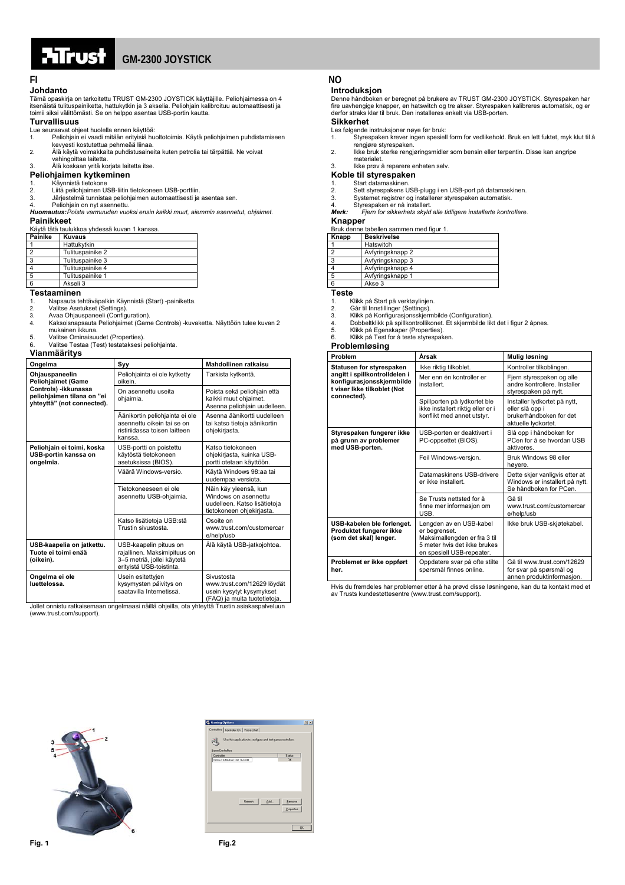# GM-2300 JOYSTICK

## FI

### Johdanto

Tämä opaskirja on tarkoitettu TRUST GM-2300 JOYSTICK käyttäjille. Peliohjaimessa on 4 itsenäistä tulituspainiketta, hattukytkin ja 3 akselia. Peliohjain kalibroituu automaattisesti ja toimii siksi välittömästi. Se on helppo asentaa USB-portin kautta.

### Turvallisuus

Lue seuraavat ohjeet huolella ennen käyttöä:

1. Peliohjain ei vaadi mitään erityisiä huoltotoimia. Käytä peliohjaimen puhdistamiseen kevyesti kostutettua pehmeää liinaa.
2. Älä käytä voimakkaita puhdistusaineita kuten petrolia tai tärpättiä. Ne voivat vahingoittaa laitetta.
3. Älä koskaan yritä korjata laitetta itse.

### Peliohjaimen kytkeminen

1. Käynnistä tietokone
2. Liitä peliohjaimen USB-liitin tietokoneen USB-porttiin.
3. Järjestelmä tunnistaa peliohjaimen automaattisesti ja asentaa sen.
4. Peliohjain on nyt asennettu.

***Huomautus:*** *Poista varmuuden vuoksi ensin kaikki muut, aiemmin asennetut, ohjaimet.*

### Painikkeet

Käytä tätä taulukkoa yhdessä kuvan 1 kanssa.

| Painike | Kuvaus |
|---|---|
| 1 | Hattukytkin |
| 2 | Tulituspainike 2 |
| 3 | Tulituspainike 3 |
| 4 | Tulituspainike 4 |
| 5 | Tulituspainike 1 |
| 6 | Akseli 3 |

### Testaaminen

1. Napsauta tehtäväpalkin Käynnistä (Start) -painiketta.
2. Valitse Asetukset (Settings).
3. Avaa Ohjauspaneeli (Configuration).
4. Kaksoisnapsauta Peliohjaimet (Game Controls) -kuvaketta. Näyttöön tulee kuvan 2 mukainen ikkuna.
5. Valitse Ominaisuudet (Properties).
6. Valitse Testaa (Test) testataksesi peliohjainta.

### Vianmääritys

| Ongelma | Syy | Mahdollinen ratkaisu |
|---|---|---|
| **Ohjauspaneelin Peliohjaimet (Game Controls) -ikkunassa peliohjaimen tilana on "ei yhteyttä" (not connected).** | Peliohjainta ei ole kytketty oikein. | Tarkista kytkentä. |
| | On asennettu useita ohjaimia. | Poista sekä peliohjain että kaikki muut ohjaimet. Asenna peliohjain uudelleen. |
| | Äänikortin peliohjainta ei ole asennettu oikein tai se on ristiriidassa toisen laitteen kanssa. | Asenna äänikortti uudelleen tai katso tietoja äänikortin ohjekirjasta. |
| **Peliohjain ei toimi, koska USB-portin kanssa on ongelmia.** | USB-portti on poistettu käytöstä tietokoneen asetuksissa (BIOS). | Katso tietokoneen ohjekirjasta, kuinka USB-portti otetaan käyttöön. |
| | Väärä Windows-versio. | Käytä Windows 98:aa tai uudempaa versiota. |
| | Tietokoneeseen ei ole asennettu USB-ohjaimia. | Näin käy yleensä, kun Windows on asennettu uudelleen. Katso lisätietoja tietokoneen ohjekirjasta. |
| | Katso lisätietoja USB:stä Trustin sivustosta. | Osoite on www.trust.com/customercare/help/usb |
| **USB-kaapelia on jatkettu. Tuote ei toimi enää (oikein).** | USB-kaapelin pituus on rajallinen. Maksimipituus on 3–5 metriä, jollei käytetä erityistä USB-toistinta. | Älä käytä USB-jatkojohtoa. |
| **Ongelma ei ole luettelossa.** | Usein esitettyjen kysymysten päivitys on saatavilla Internetissä. | Sivustosta www.trust.com/12629 löydät usein kysytyt kysymykset (FAQ) ja muita tuotetietoja. |

Jollet onnistu ratkaisemaan ongelmaasi näillä ohjeilla, ota yhteyttä Trustin asiakaspalveluun (www.trust.com/support).

## NO

### Introduksjon

Denne håndboken er beregnet på brukere av TRUST GM-2300 JOYSTICK. Styrespaken har fire uavhengige knapper, en hatswitch og tre akser. Styrespaken kalibreres automatisk, og er derfor straks klar til bruk. Den installeres enkelt via USB-porten.

### Sikkerhet

Les følgende instruksjoner nøye før bruk:

1. Styrespaken krever ingen spesiell form for vedlikehold. Bruk en lett fuktet, myk klut til å rengjøre styrespaken.
2. Ikke bruk sterke rengjøringsmidler som bensin eller terpentin. Disse kan angripe materialet.
3. Ikke prøv å reparere enheten selv.

### Koble til styrespaken

1. Start datamaskinen.
2. Sett styrespakens USB-plugg i en USB-port på datamaskinen.
3. Systemet registrer og installerer styrespaken automatisk.
4. Styrespaken er nå installert.

***Merk:*** *Fjern for sikkerhets skyld alle tidligere installerte kontrollere.*

### Knapper

Bruk denne tabellen sammen med figur 1.

| Knapp | Beskrivelse |
|---|---|
| 1 | Hatswitch |
| 2 | Avfyringsknapp 2 |
| 3 | Avfyringsknapp 3 |
| 4 | Avfyringsknapp 4 |
| 5 | Avfyringsknapp 1 |
| 6 | Akse 3 |

### Teste

1. Klikk på Start på verktøylinjen.
2. Går til Innstillinger (Settings).
3. Klikk på Konfigurasjonsskjermbilde (Configuration).
4. Dobbeltklikk på spillkontrollikonet. Et skjermbilde likt det i figur 2 åpnes.
5. Klikk på Egenskaper (Properties).
6. Klikk på Test for å teste styrespaken.

### Problemløsing

| Problem | Årsak | Mulig løsning |
|---|---|---|
| **Statusen for styrespaken angitt i spillkontrolldelen i konfigurasjonsskjermbilde t viser Ikke tilkoblet (Not connected).** | Ikke riktig tilkoblet. | Kontroller tilkoblingen. |
| | Mer enn én kontroller er installert. | Fjern styrespaken og alle andre kontrollere. Installer styrespaken på nytt. |
| | Spillporten på lydkortet ble ikke installert riktig eller er i konflikt med annet utstyr. | Installer lydkortet på nytt, eller slå opp i brukerhåndboken for det aktuelle lydkortet. |
| **Styrespaken fungerer ikke på grunn av problemer med USB-porten.** | USB-porten er deaktivert i PC-oppsettet (BIOS). | Slå opp i håndboken for PCen for å se hvordan USB aktiveres. |
| | Feil Windows-versjon. | Bruk Windows 98 eller høyere. |
| | Datamaskinens USB-drivere er ikke installert. | Dette skjer vanligvis etter at Windows er installert på nytt. Se håndboken for PCen. |
| | Se Trusts nettsted for å finne mer informasjon om USB. | Gå til www.trust.com/customercare/help/usb |
| **USB-kabelen ble forlenget. Produktet fungerer ikke (som det skal) lenger.** | Lengden av en USB-kabel er begrenset. Maksimallengden er fra 3 til 5 meter hvis det ikke brukes en spesiell USB-repeater. | Ikke bruk USB-skjøtekabel. |
| **Problemet er ikke oppført her.** | Oppdaterte svar på ofte stilte spørsmål finnes online. | Gå til www.trust.com/12629 for svar på spørsmål og annen produktinformasjon. |

Hvis du fremdeles har problemer etter å ha prøvd disse løsningene, kan du ta kontakt med et av Trusts kundestøttesentre (www.trust.com/support).

Fig. 1

Fig.2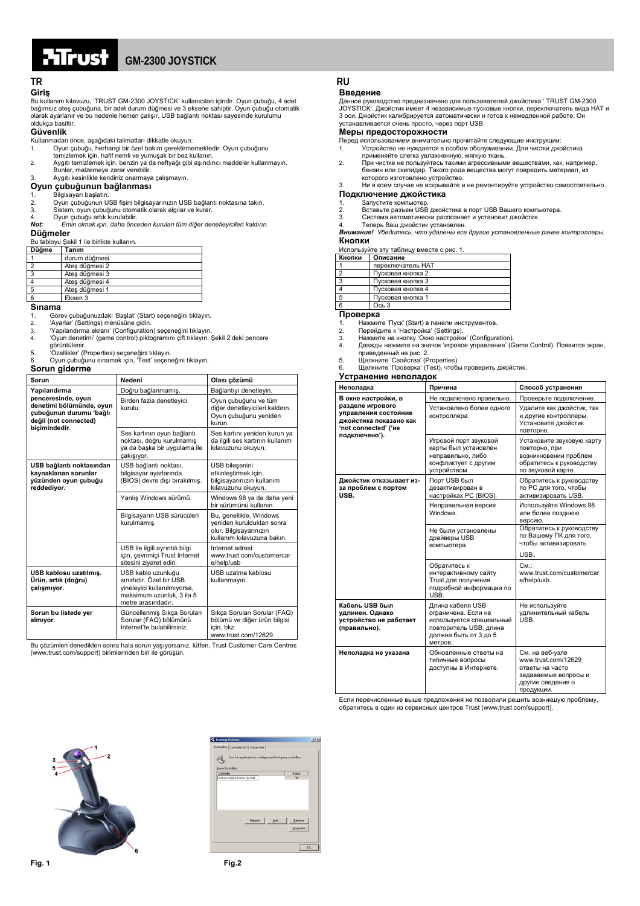# GM-2300 JOYSTICK

## TR

### Giriş

Bu kullanım kılavuzu, 'TRUST GM-2300 JOYSTICK' kullanıcıları içindir. Oyun çubuğu, 4 adet bağımsız ateş düğmesine, bir adet durum düğmesi ve 3 eksene sahiptir. Oyun çubuğu otomatik olarak ayarlanır ve bu nedenle hemen çalışır. USB bağlantı noktası sayesinde kurulumu oldukça basittir.

### Güvenlik

Kullanmadan önce, aşağıdaki talimatları dikkatle okuyun:

1. Oyun çubuğu, herhangi bir özel bakım gerektirmemektedir. Oyun çubuğunu temizlemek için, hafif nemli ve yumuşak bir bez kullanın.
2. Aygıtı temizlemek için, benzin ya da neftyağı gibi aşındırıcı maddeler kullanmayın. Bunlar, malzemeye zarar verebilir.
3. Aygıtı kesinlikle kendiniz onarmaya çalışmayın.

### Oyun çubuğunun bağlanması

1. Bilgisayarı başlatın.
2. Oyun çubuğunun USB fişini bilgisayarınızın USB bağlantı noktasına takın.
3. Sistem, oyun çubuğunu otomatik olarak algılar ve kurar.
4. Oyun çubuğu artık kurulabilir.

***Not:*** *Emin olmak için, daha önceden kurulan tüm diğer denetleyicileri kaldırın.*

### Düğmeler

Bu tabloyu Şekil 1 ile birlikte kullanın.

| Düğme | Tanım |
|---|---|
| 1 | durum düğmesi |
| 2 | Ateş düğmesi 2 |
| 3 | Ateş düğmesi 3 |
| 4 | Ateş düğmesi 4 |
| 5 | Ateş düğmesi 1 |
| 6 | Eksen 3 |

### Sınama

1. Görev çubuğunuzdaki 'Başlat' (Start) seçeneğini tıklayın.
2. 'Ayarlar' (Settings) menüsüne gidin.
3. 'Yapılandırma ekranı' (Configuration) seçeneğini tıklayın.
4. 'Oyun denetimi' (game control) piktogramını çift tıklayın. Şekil 2'deki pencere görüntülenir.
5. 'Özellikler' (Properties) seçeneğini tıklayın.
6. Oyun çubuğunu sınamak için, 'Test' seçeneğini tıklayın.

### Sorun giderme

| Sorun | Nedeni | Olası çözümü |
|---|---|---|
| **Yapılandırma penceresinde, oyun denetimi bölümünde, oyun çubuğunun durumu 'bağlı değil (not connected) biçimindedir.** | Doğru bağlanmamış. | Bağlantıyı denetleyin. |
| | Birden fazla denetleyici kurulu. | Oyun çubuğunu ve tüm diğer denetleyicileri kaldırın. Oyun çubuğunu yeniden kurun. |
| | Ses kartının oyun bağlantı noktası, doğru kurulmamış ya da başka bir uygulama ile çakışıyor. | Ses kartını yeniden kurun ya da ilgili ses kartının kullanım kılavuzunu okuyun. |
| **USB bağlantı noktasından kaynaklanan sorunlar yüzünden oyun çubuğu reddediyor.** | USB bağlantı noktası, bilgisayar ayarlarında (BIOS) devre dışı bırakılmış. | USB bileşenini etkinleştirmek için, bilgisayarınızın kullanım kılavuzunu okuyun. |
| | Yanlış Windows sürümü. | Windows 98 ya da daha yeni bir sürümünü kullanın. |
| | Bilgisayarın USB sürücüleri kurulmamış. | Bu, genellikle, Windows yeniden kurulduktan sonra olur. Bilgisayarınızın kullanım kılavuzuna bakın. |
| | USB ile ilgili ayrıntılı bilgi için, çevrimiçi Trust Internet sitesini ziyaret edin. | Internet adresi: www.trust.com/customercare/help/usb |
| **USB kablosu uzatılmış. Ürün, artık (doğru) çalışmıyor.** | USB kablo uzunluğu sınırlıdır. Özel bir USB yineleyici kullanılmıyorsa, maksimum uzunluk, 3 ila 5 metre arasındadır. | USB uzatma kablosu kullanmayın. |
| **Sorun bu listede yer almıyor.** | Güncellenmiş Sıkça Sorulan Sorular (FAQ) bölümünü Internet'te bulabilirsiniz. | Sıkça Sorulan Sorular (FAQ) bölümü ve diğer ürün bilgisi için, bkz www.trust.com/12629. |

Bu çözümleri denedikten sonra hala sorun yaşıyorsanız, lütfen, Trust Customer Care Centres (www.trust.com/support) birimlerinden biri ile görüşün.

## RU

### Введение

Данное руководство предназначено для пользователей джойстика ' TRUST GM-2300 JOYSTICK'. Джойстик имеет 4 независимые пусковые кнопки, переключатель вида HAT и 3 оси. Джойстик калибрируется автоматически и готов к немедленной работе. Он устанавливается очень просто, через порт USB.

### Меры предосторожности

Перед использованием внимательно прочитайте следующие инструкции:

1. Устройство не нуждается в особом обслуживании. Для чистки джойстика применяйте слегка увлажненную, мягкую ткань.
2. При чистке не пользуйтесь такими агрессивными веществами, как, например, бензин или скипидар. Такого рода вещества могут повредить материал, из которого изготовлено устройство.
3. Ни в коем случае не вскрывайте и не ремонтируйте устройство самостоятельно.

### Подключение джойстика

1. Запустите компьютер.
2. Вставьте разъем USB джойстика в порт USB Вашего компьютера.
3. Система автоматически распознает и установит джойстик.
4. Теперь Ваш джойстик установлен.

***Внимание!*** *Убедитесь, что удалены все другие установленные ранее контроллеры.*

### Кнопки

Используйте эту таблицу вместе с рис. 1.

| Кнопки | Описание |
|---|---|
| 1 | переключатель HAT |
| 2 | Пусковая кнопка 2 |
| 3 | Пусковая кнопка 3 |
| 4 | Пусковая кнопка 4 |
| 5 | Пусковая кнопка 1 |
| 6 | Ось 3 |

### Проверка

1. Нажмите 'Пуск' (Start) в панели инструментов.
2. Перейдите к 'Настройка' (Settings).
3. Нажмите на кнопку 'Окно настройки' (Configuration).
4. Дважды нажмите на значок 'игровое управление' (Game Control). Появится экран, приведенный на рис. 2.
5. Щелкните 'Свойства' (Properties).
6. Щелкните 'Проверка' (Test), чтобы проверить джойстик.

### Устранение неполадок

| Неполадка | Причина | Способ устранения |
|---|---|---|
| **В окне настройки, в разделе игрового управления состояние джойстика показано как 'not connected' ('не подключено').** | Не подключено правильно. | Проверьте подключение. |
| | Установлено более одного контроллера. | Удалите как джойстик, так и другие контроллеры. Установите джойстик повторно. |
| | Игровой порт звуковой карты был установлен неправильно, либо конфликтует с другим устройством. | Установите звуковую карту повторно, при возникновении проблем обратитесь к руководству по звуковой карте. |
| **Джойстик отказывает из-за проблем с портом USB.** | Порт USB был дезактивирован в настройках PC (BIOS). | Обратитесь к руководству по PC для того, чтобы активизировать USB. |
| | Неправильная версия Windows. | Используйте Windows 98 или более позднюю версию. |
| | Не были установлены драйверы USB компьютера. | Обратитесь к руководству по Вашему ПК для того, чтобы активизировать USB. |
| | Обратитесь к интерактивному сайту Trust для получения подробной информации по USB. | См.: www.trust.com/customercare/help/usb. |
| **Кабель USB был удлинен. Однако устройство не работает (правильно).** | Длина кабеля USB ограничена. Если не используется специальный повторитель USB, длина должна быть от 3 до 5 метров. | Не используйте удлинительный кабель USB. |
| **Неполадка не указана** | Обновленные ответы на типичные вопросы доступны в Интернете. | См. на веб-узле www.trust.com/12629 ответы на часто задаваемые вопросы и другие сведения о продукции. |

Если перечисленные выше предложения не позволили решить возникшую проблему, обратитесь в один из сервисных центров Trust (www.trust.com/support).

Fig. 1

Fig.2